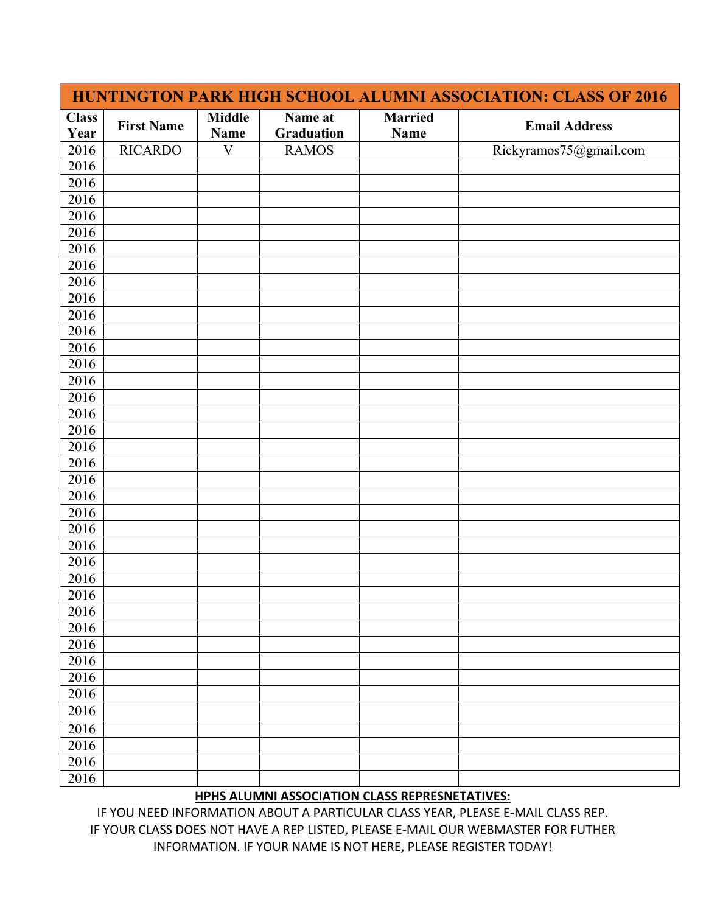| HUNTINGTON PARK HIGH SCHOOL ALUMNI ASSOCIATION: CLASS OF 2016 | | | | | |
|---|---|---|---|---|---|
| **Class Year** | **First Name** | **Middle Name** | **Name at Graduation** | **Married Name** | **Email Address** |
| 2016 | RICARDO | V | RAMOS | | Rickyramos75@gmail.com |
| 2016 | | | | | |
| 2016 | | | | | |
| 2016 | | | | | |
| 2016 | | | | | |
| 2016 | | | | | |
| 2016 | | | | | |
| 2016 | | | | | |
| 2016 | | | | | |
| 2016 | | | | | |
| 2016 | | | | | |
| 2016 | | | | | |
| 2016 | | | | | |
| 2016 | | | | | |
| 2016 | | | | | |
| 2016 | | | | | |
| 2016 | | | | | |
| 2016 | | | | | |
| 2016 | | | | | |
| 2016 | | | | | |
| 2016 | | | | | |
| 2016 | | | | | |
| 2016 | | | | | |
| 2016 | | | | | |
| 2016 | | | | | |
| 2016 | | | | | |
| 2016 | | | | | |
| 2016 | | | | | |
| 2016 | | | | | |
| 2016 | | | | | |
| 2016 | | | | | |
| 2016 | | | | | |
| 2016 | | | | | |
| 2016 | | | | | |
| 2016 | | | | | |
| 2016 | | | | | |
| 2016 | | | | | |
| 2016 | | | | | |
| 2016 | | | | | |

**HPHS ALUMNI ASSOCIATION CLASS REPRESNETATIVES:**

IF YOU NEED INFORMATION ABOUT A PARTICULAR CLASS YEAR, PLEASE E-MAIL CLASS REP. IF YOUR CLASS DOES NOT HAVE A REP LISTED, PLEASE E-MAIL OUR WEBMASTER FOR FUTHER INFORMATION. IF YOUR NAME IS NOT HERE, PLEASE REGISTER TODAY!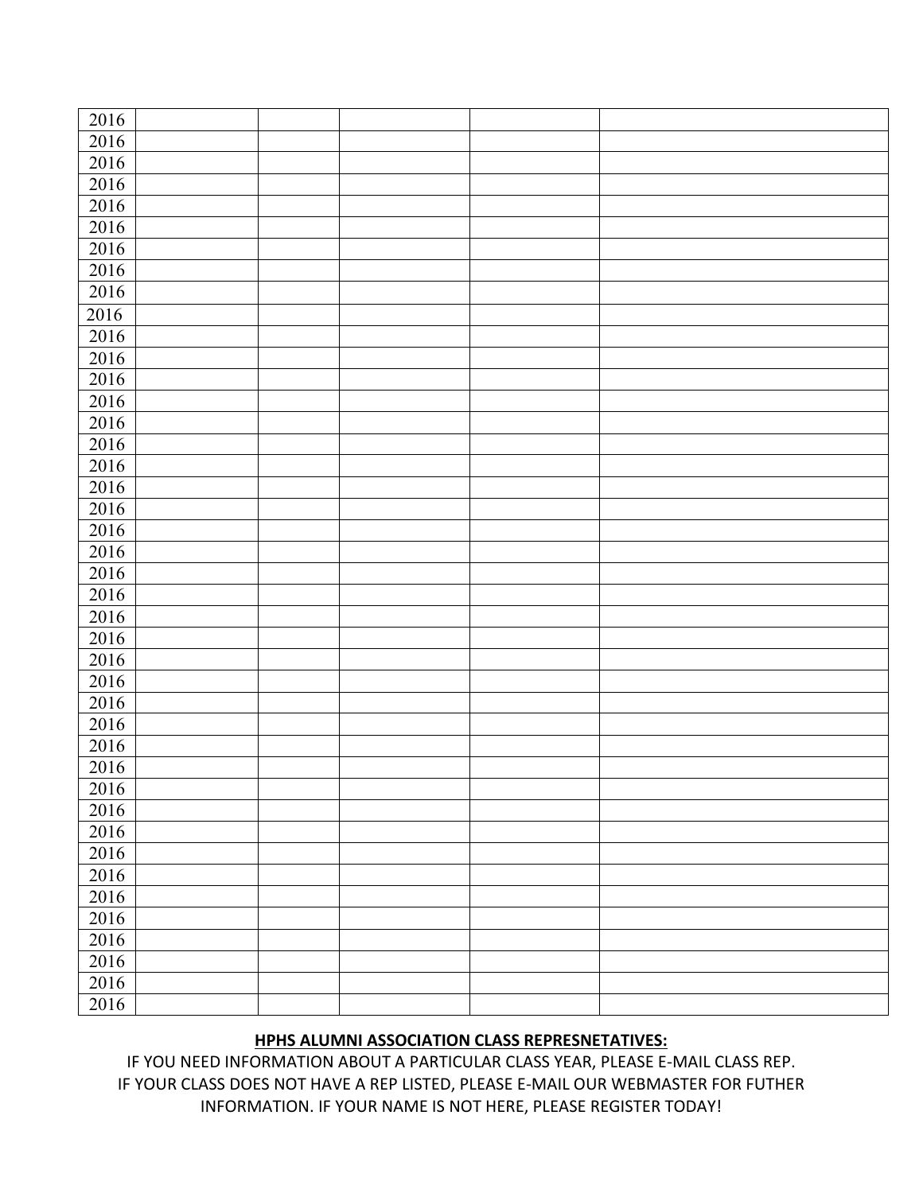| 2016 | | | | | |
|---|---|---|---|---|---|
| 2016 | | | | | |
| 2016 | | | | | |
| 2016 | | | | | |
| 2016 | | | | | |
| 2016 | | | | | |
| 2016 | | | | | |
| 2016 | | | | | |
| 2016 | | | | | |
| 2016 | | | | | |
| 2016 | | | | | |
| 2016 | | | | | |
| 2016 | | | | | |
| 2016 | | | | | |
| 2016 | | | | | |
| 2016 | | | | | |
| 2016 | | | | | |
| 2016 | | | | | |
| 2016 | | | | | |
| 2016 | | | | | |
| 2016 | | | | | |
| 2016 | | | | | |
| 2016 | | | | | |
| 2016 | | | | | |
| 2016 | | | | | |
| 2016 | | | | | |
| 2016 | | | | | |
| 2016 | | | | | |
| 2016 | | | | | |
| 2016 | | | | | |
| 2016 | | | | | |
| 2016 | | | | | |
| 2016 | | | | | |
| 2016 | | | | | |
| 2016 | | | | | |
| 2016 | | | | | |
| 2016 | | | | | |
| 2016 | | | | | |
| 2016 | | | | | |
| 2016 | | | | | |
| 2016 | | | | | |
| 2016 | | | | | |

**HPHS ALUMNI ASSOCIATION CLASS REPRESNETATIVES:**

IF YOU NEED INFORMATION ABOUT A PARTICULAR CLASS YEAR, PLEASE E-MAIL CLASS REP. IF YOUR CLASS DOES NOT HAVE A REP LISTED, PLEASE E-MAIL OUR WEBMASTER FOR FUTHER INFORMATION. IF YOUR NAME IS NOT HERE, PLEASE REGISTER TODAY!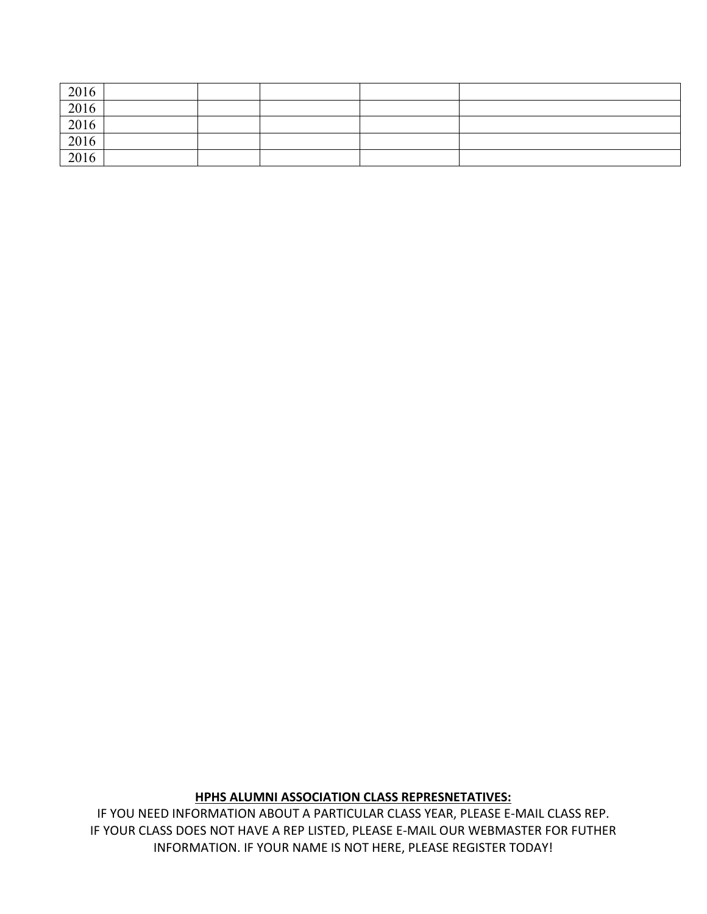| | | | | | |
|---|---|---|---|---|---|
| 2016 | | | | | |
| 2016 | | | | | |
| 2016 | | | | | |
| 2016 | | | | | |
| 2016 | | | | | |

**HPHS ALUMNI ASSOCIATION CLASS REPRESNETATIVES:**

IF YOU NEED INFORMATION ABOUT A PARTICULAR CLASS YEAR, PLEASE E-MAIL CLASS REP. IF YOUR CLASS DOES NOT HAVE A REP LISTED, PLEASE E-MAIL OUR WEBMASTER FOR FUTHER INFORMATION. IF YOUR NAME IS NOT HERE, PLEASE REGISTER TODAY!